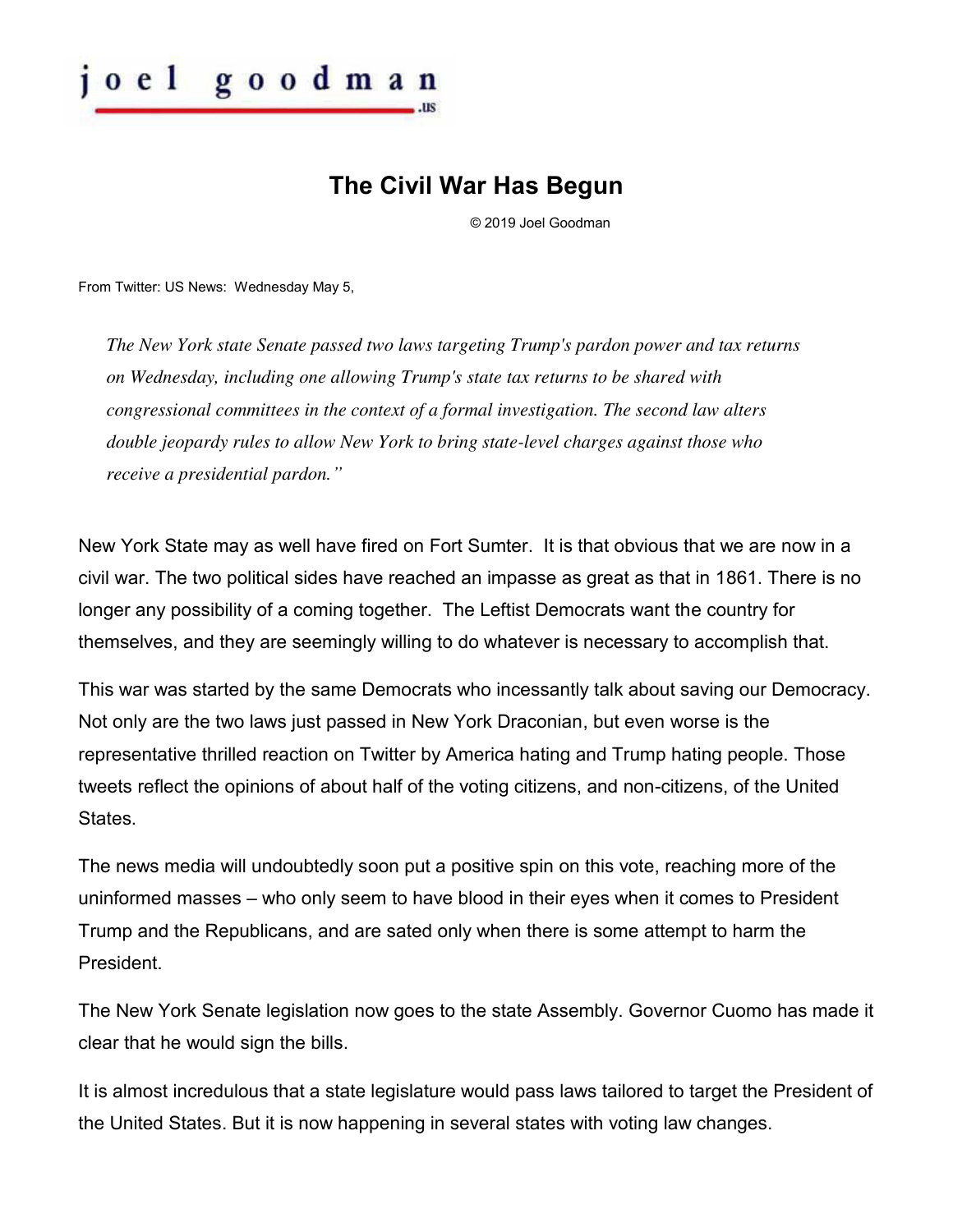joel goodman.us

# The Civil War Has Begun

© 2019 Joel Goodman

From Twitter: US News: Wednesday May 5,

> *The New York state Senate passed two laws targeting Trump's pardon power and tax returns on Wednesday, including one allowing Trump's state tax returns to be shared with congressional committees in the context of a formal investigation. The second law alters double jeopardy rules to allow New York to bring state-level charges against those who receive a presidential pardon."*

New York State may as well have fired on Fort Sumter. It is that obvious that we are now in a civil war. The two political sides have reached an impasse as great as that in 1861. There is no longer any possibility of a coming together. The Leftist Democrats want the country for themselves, and they are seemingly willing to do whatever is necessary to accomplish that.

This war was started by the same Democrats who incessantly talk about saving our Democracy. Not only are the two laws just passed in New York Draconian, but even worse is the representative thrilled reaction on Twitter by America hating and Trump hating people. Those tweets reflect the opinions of about half of the voting citizens, and non-citizens, of the United States.

The news media will undoubtedly soon put a positive spin on this vote, reaching more of the uninformed masses – who only seem to have blood in their eyes when it comes to President Trump and the Republicans, and are sated only when there is some attempt to harm the President.

The New York Senate legislation now goes to the state Assembly. Governor Cuomo has made it clear that he would sign the bills.

It is almost incredulous that a state legislature would pass laws tailored to target the President of the United States. But it is now happening in several states with voting law changes.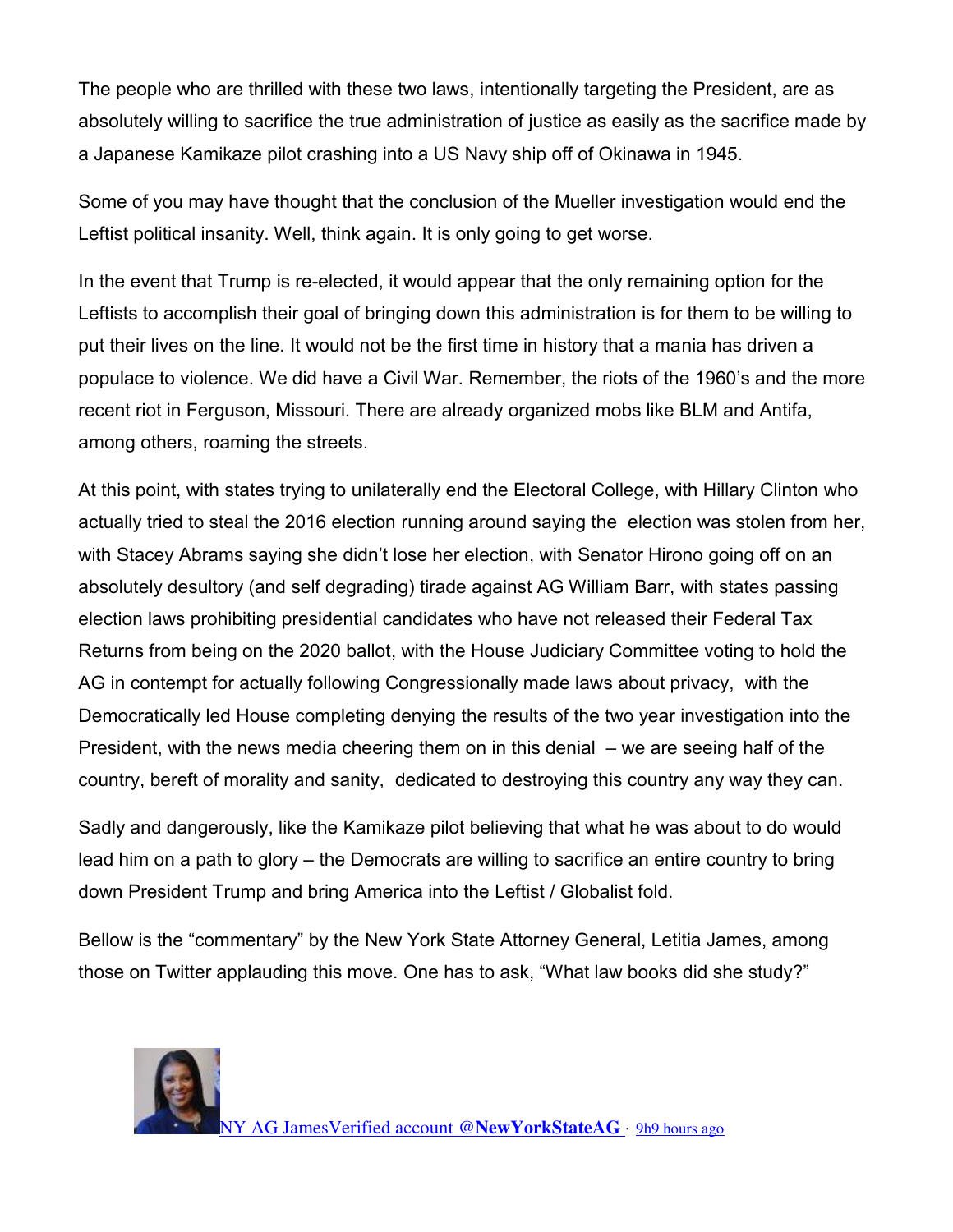The people who are thrilled with these two laws, intentionally targeting the President, are as absolutely willing to sacrifice the true administration of justice as easily as the sacrifice made by a Japanese Kamikaze pilot crashing into a US Navy ship off of Okinawa in 1945.

Some of you may have thought that the conclusion of the Mueller investigation would end the Leftist political insanity. Well, think again. It is only going to get worse.

In the event that Trump is re-elected, it would appear that the only remaining option for the Leftists to accomplish their goal of bringing down this administration is for them to be willing to put their lives on the line. It would not be the first time in history that a mania has driven a populace to violence. We did have a Civil War. Remember, the riots of the 1960's and the more recent riot in Ferguson, Missouri. There are already organized mobs like BLM and Antifa, among others, roaming the streets.

At this point, with states trying to unilaterally end the Electoral College, with Hillary Clinton who actually tried to steal the 2016 election running around saying the election was stolen from her, with Stacey Abrams saying she didn't lose her election, with Senator Hirono going off on an absolutely desultory (and self degrading) tirade against AG William Barr, with states passing election laws prohibiting presidential candidates who have not released their Federal Tax Returns from being on the 2020 ballot, with the House Judiciary Committee voting to hold the AG in contempt for actually following Congressionally made laws about privacy, with the Democratically led House completing denying the results of the two year investigation into the President, with the news media cheering them on in this denial – we are seeing half of the country, bereft of morality and sanity, dedicated to destroying this country any way they can.

Sadly and dangerously, like the Kamikaze pilot believing that what he was about to do would lead him on a path to glory – the Democrats are willing to sacrifice an entire country to bring down President Trump and bring America into the Leftist / Globalist fold.

Bellow is the "commentary" by the New York State Attorney General, Letitia James, among those on Twitter applauding this move. One has to ask, "What law books did she study?"

NY AG JamesVerified account @**NewYorkStateAG** · 9h9 hours ago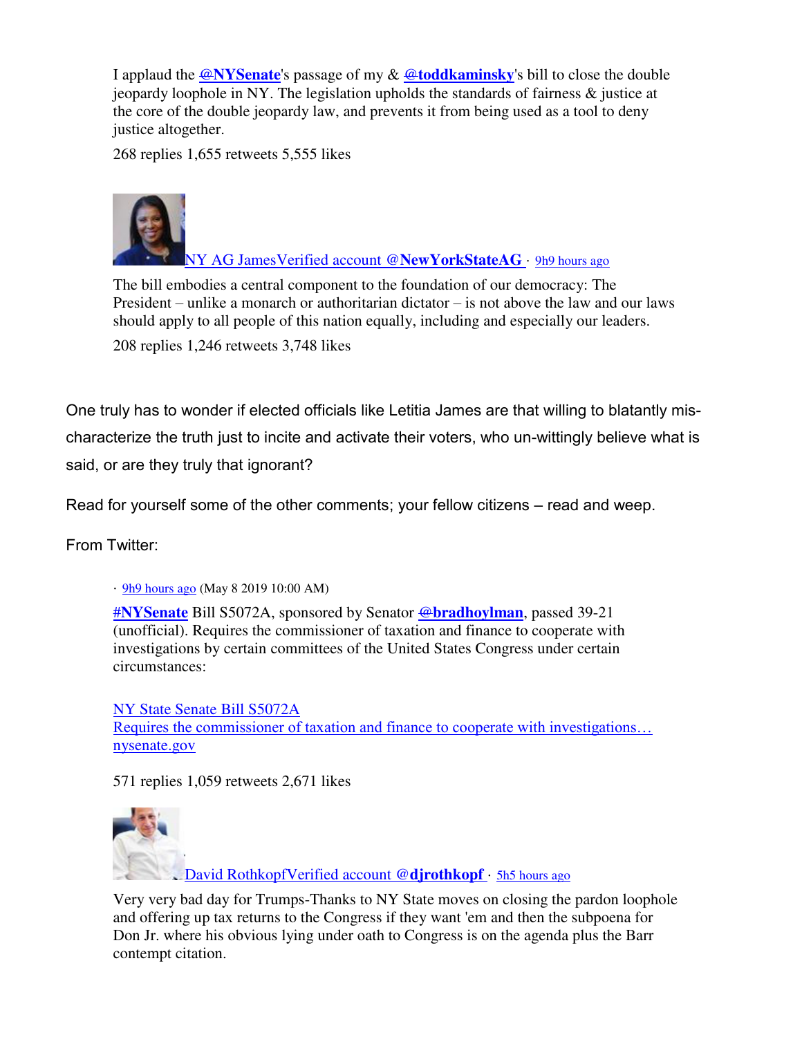I applaud the **@NYSenate**'s passage of my & **@toddkaminsky**'s bill to close the double jeopardy loophole in NY. The legislation upholds the standards of fairness & justice at the core of the double jeopardy law, and prevents it from being used as a tool to deny justice altogether.

268 replies 1,655 retweets 5,555 likes

NY AG JamesVerified account @**NewYorkStateAG** · 9h9 hours ago

The bill embodies a central component to the foundation of our democracy: The President – unlike a monarch or authoritarian dictator – is not above the law and our laws should apply to all people of this nation equally, including and especially our leaders.

208 replies 1,246 retweets 3,748 likes

One truly has to wonder if elected officials like Letitia James are that willing to blatantly mis-characterize the truth just to incite and activate their voters, who un-wittingly believe what is said, or are they truly that ignorant?

Read for yourself some of the other comments; your fellow citizens – read and weep.

From Twitter:

· 9h9 hours ago (May 8 2019 10:00 AM)

**#NYSenate** Bill S5072A, sponsored by Senator **@bradhoylman**, passed 39-21 (unofficial). Requires the commissioner of taxation and finance to cooperate with investigations by certain committees of the United States Congress under certain circumstances:

NY State Senate Bill S5072A
Requires the commissioner of taxation and finance to cooperate with investigations…
nysenate.gov

571 replies 1,059 retweets 2,671 likes

David RothkopfVerified account @**djrothkopf** · 5h5 hours ago

Very very bad day for Trumps-Thanks to NY State moves on closing the pardon loophole and offering up tax returns to the Congress if they want 'em and then the subpoena for Don Jr. where his obvious lying under oath to Congress is on the agenda plus the Barr contempt citation.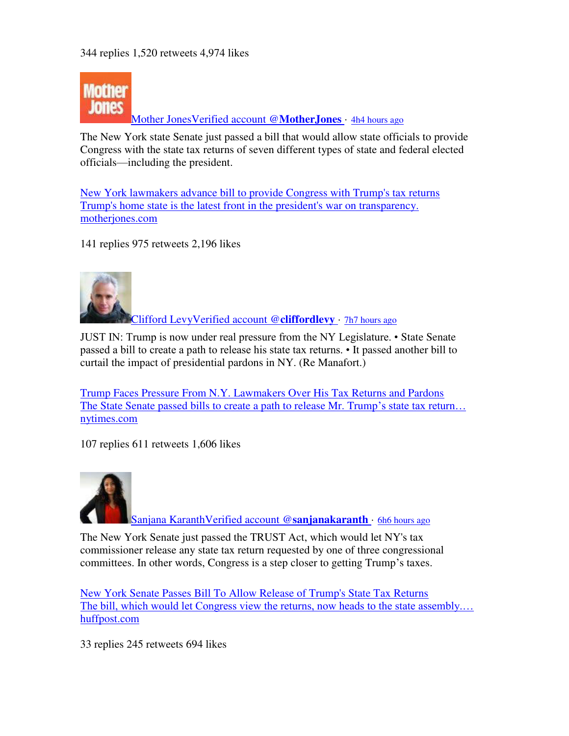344 replies 1,520 retweets 4,974 likes

[Mother JonesVerified account @**MotherJones**](#) · [4h4 hours ago](#)

The New York state Senate just passed a bill that would allow state officials to provide Congress with the state tax returns of seven different types of state and federal elected officials—including the president.

[New York lawmakers advance bill to provide Congress with Trump's tax returns
Trump's home state is the latest front in the president's war on transparency.
motherjones.com](#)

141 replies 975 retweets 2,196 likes

[Clifford LevyVerified account @**cliffordlevy**](#) · [7h7 hours ago](#)

JUST IN: Trump is now under real pressure from the NY Legislature. • State Senate passed a bill to create a path to release his state tax returns. • It passed another bill to curtail the impact of presidential pardons in NY. (Re Manafort.)

[Trump Faces Pressure From N.Y. Lawmakers Over His Tax Returns and Pardons
The State Senate passed bills to create a path to release Mr. Trump's state tax return…
nytimes.com](#)

107 replies 611 retweets 1,606 likes

[Sanjana KaranthVerified account @**sanjanakaranth**](#) · [6h6 hours ago](#)

The New York Senate just passed the TRUST Act, which would let NY's tax commissioner release any state tax return requested by one of three congressional committees. In other words, Congress is a step closer to getting Trump's taxes.

[New York Senate Passes Bill To Allow Release of Trump's State Tax Returns
The bill, which would let Congress view the returns, now heads to the state assembly.…
huffpost.com](#)

33 replies 245 retweets 694 likes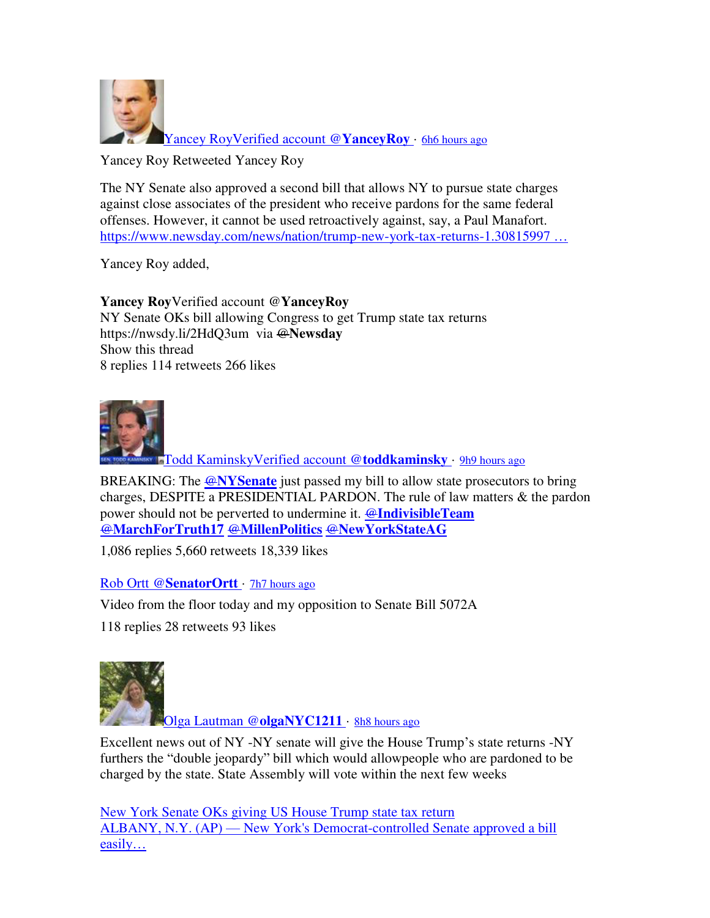[Yancey RoyVerified account @**YanceyRoy** · 6h6 hours ago]

Yancey Roy Retweeted Yancey Roy

The NY Senate also approved a second bill that allows NY to pursue state charges against close associates of the president who receive pardons for the same federal offenses. However, it cannot be used retroactively against, say, a Paul Manafort. https://www.newsday.com/news/nation/trump-new-york-tax-returns-1.30815997 …

Yancey Roy added,

**Yancey Roy**Verified account **@YanceyRoy**
NY Senate OKs bill allowing Congress to get Trump state tax returns https://nwsdy.li/2HdQ3um via @**Newsday**
Show this thread
8 replies 114 retweets 266 likes

[Todd KaminskyVerified account @**toddkaminsky** · 9h9 hours ago]

BREAKING: The **@NYSenate** just passed my bill to allow state prosecutors to bring charges, DESPITE a PRESIDENTIAL PARDON. The rule of law matters & the pardon power should not be perverted to undermine it. **@IndivisibleTeam** **@MarchForTruth17** **@MillenPolitics** **@NewYorkStateAG**

1,086 replies 5,660 retweets 18,339 likes

[Rob Ortt @**SenatorOrtt** · 7h7 hours ago]

Video from the floor today and my opposition to Senate Bill 5072A

118 replies 28 retweets 93 likes

[Olga Lautman @**olgaNYC1211** · 8h8 hours ago]

Excellent news out of NY -NY senate will give the House Trump's state returns -NY furthers the "double jeopardy" bill which would allowpeople who are pardoned to be charged by the state. State Assembly will vote within the next few weeks

New York Senate OKs giving US House Trump state tax return
ALBANY, N.Y. (AP) — New York's Democrat-controlled Senate approved a bill easily…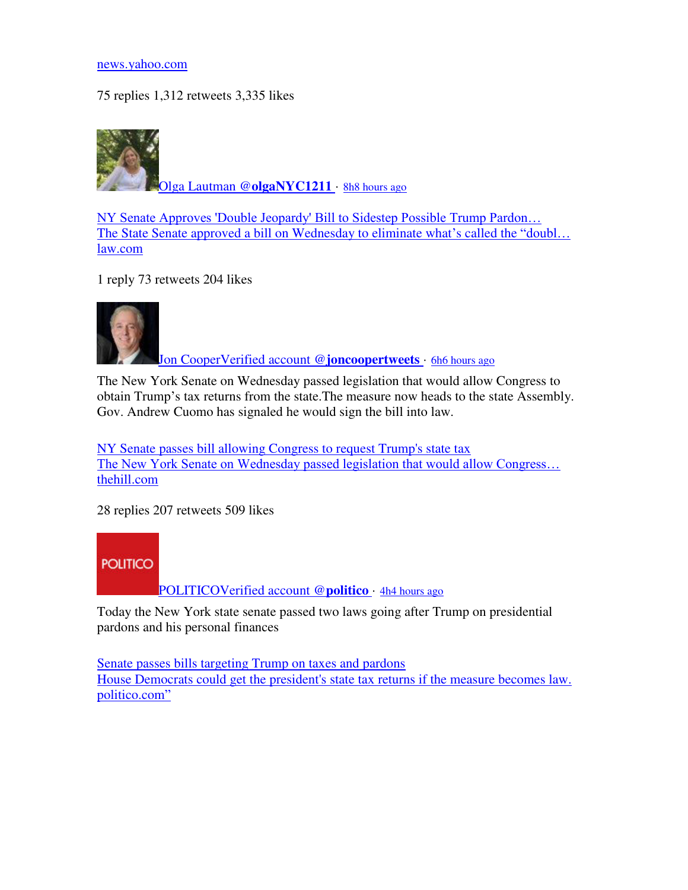news.yahoo.com

75 replies 1,312 retweets 3,335 likes

Olga Lautman @**olgaNYC1211** · 8h8 hours ago

NY Senate Approves 'Double Jeopardy' Bill to Sidestep Possible Trump Pardon…
The State Senate approved a bill on Wednesday to eliminate what's called the "doubl…
law.com

1 reply 73 retweets 204 likes

Jon CooperVerified account @**joncoopertweets** · 6h6 hours ago

The New York Senate on Wednesday passed legislation that would allow Congress to obtain Trump's tax returns from the state.The measure now heads to the state Assembly. Gov. Andrew Cuomo has signaled he would sign the bill into law.

NY Senate passes bill allowing Congress to request Trump's state tax
The New York Senate on Wednesday passed legislation that would allow Congress…
thehill.com

28 replies 207 retweets 509 likes

POLITICOVerified account @**politico** · 4h4 hours ago

Today the New York state senate passed two laws going after Trump on presidential pardons and his personal finances

Senate passes bills targeting Trump on taxes and pardons
House Democrats could get the president's state tax returns if the measure becomes law.
politico.com"